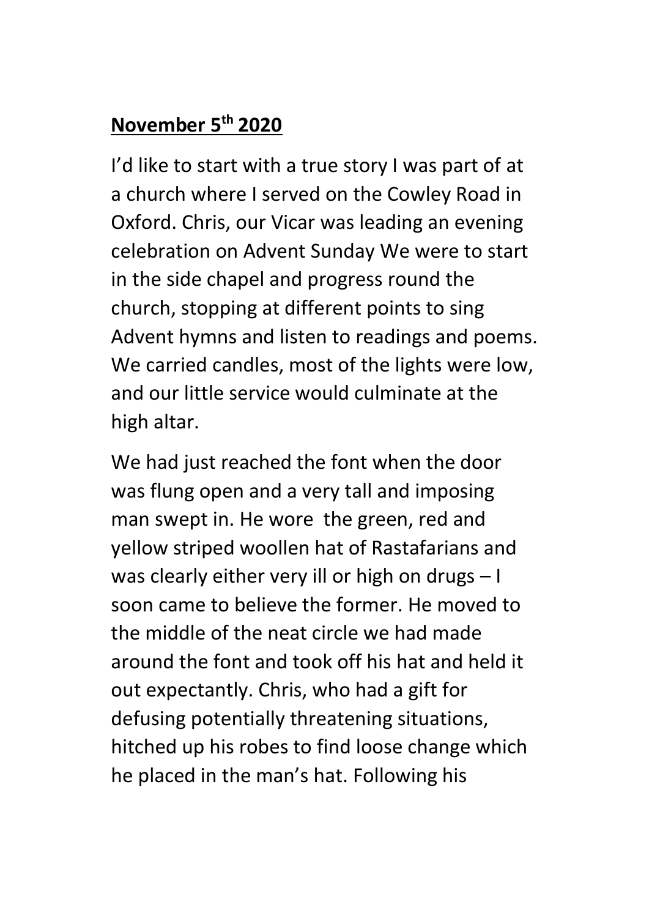**November 5th 2020**

I'd like to start with a true story I was part of at a church where I served on the Cowley Road in Oxford. Chris, our Vicar was leading an evening celebration on Advent Sunday We were to start in the side chapel and progress round the church, stopping at different points to sing Advent hymns and listen to readings and poems. We carried candles, most of the lights were low, and our little service would culminate at the high altar.

We had just reached the font when the door was flung open and a very tall and imposing man swept in. He wore the green, red and yellow striped woollen hat of Rastafarians and was clearly either very ill or high on drugs – I soon came to believe the former. He moved to the middle of the neat circle we had made around the font and took off his hat and held it out expectantly. Chris, who had a gift for defusing potentially threatening situations, hitched up his robes to find loose change which he placed in the man's hat. Following his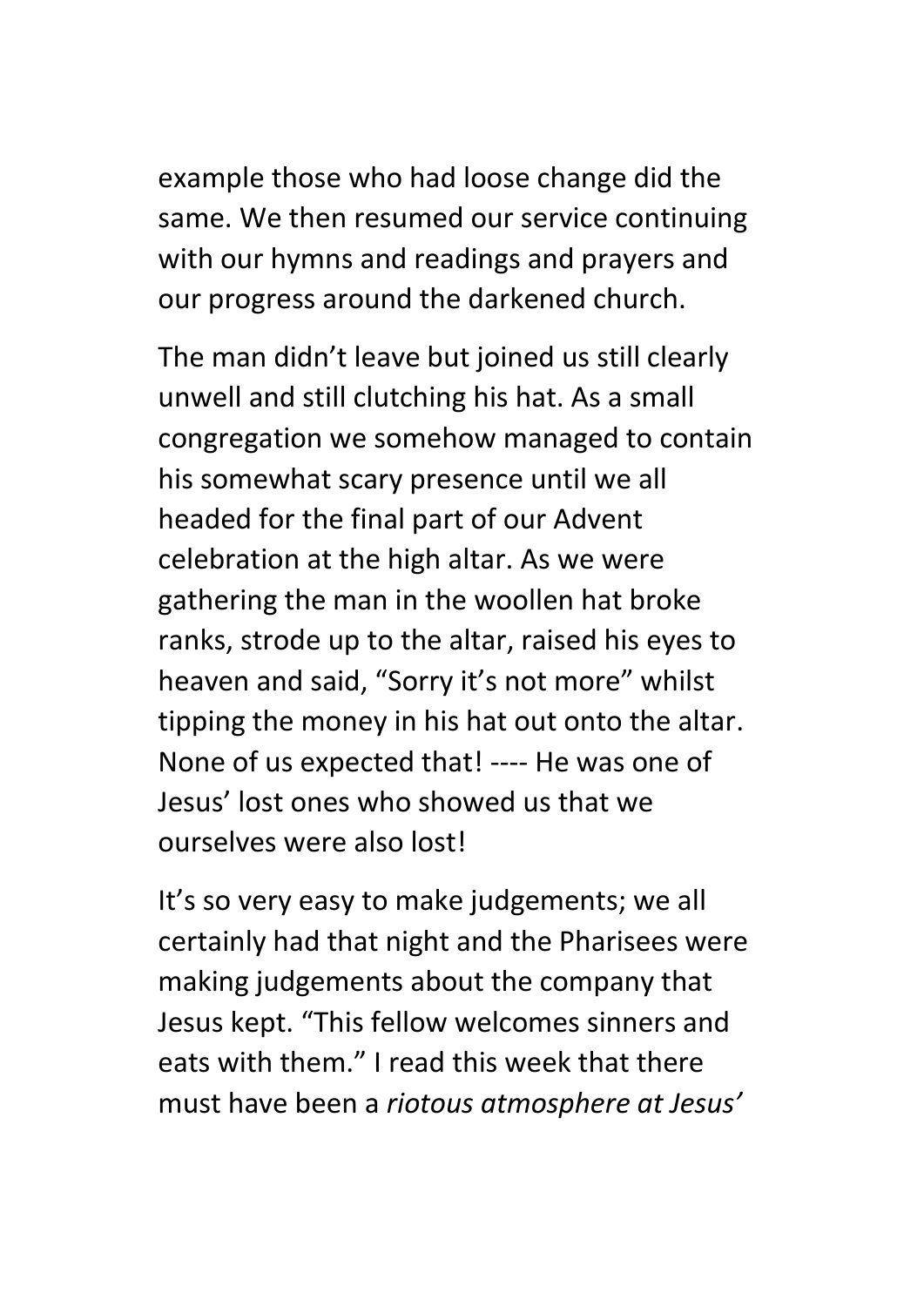example those who had loose change did the same. We then resumed our service continuing with our hymns and readings and prayers and our progress around the darkened church.

The man didn't leave but joined us still clearly unwell and still clutching his hat. As a small congregation we somehow managed to contain his somewhat scary presence until we all headed for the final part of our Advent celebration at the high altar. As we were gathering the man in the woollen hat broke ranks, strode up to the altar, raised his eyes to heaven and said, "Sorry it's not more" whilst tipping the money in his hat out onto the altar. None of us expected that! ---- He was one of Jesus' lost ones who showed us that we ourselves were also lost!

It's so very easy to make judgements; we all certainly had that night and the Pharisees were making judgements about the company that Jesus kept. "This fellow welcomes sinners and eats with them." I read this week that there must have been a *riotous atmosphere at Jesus'*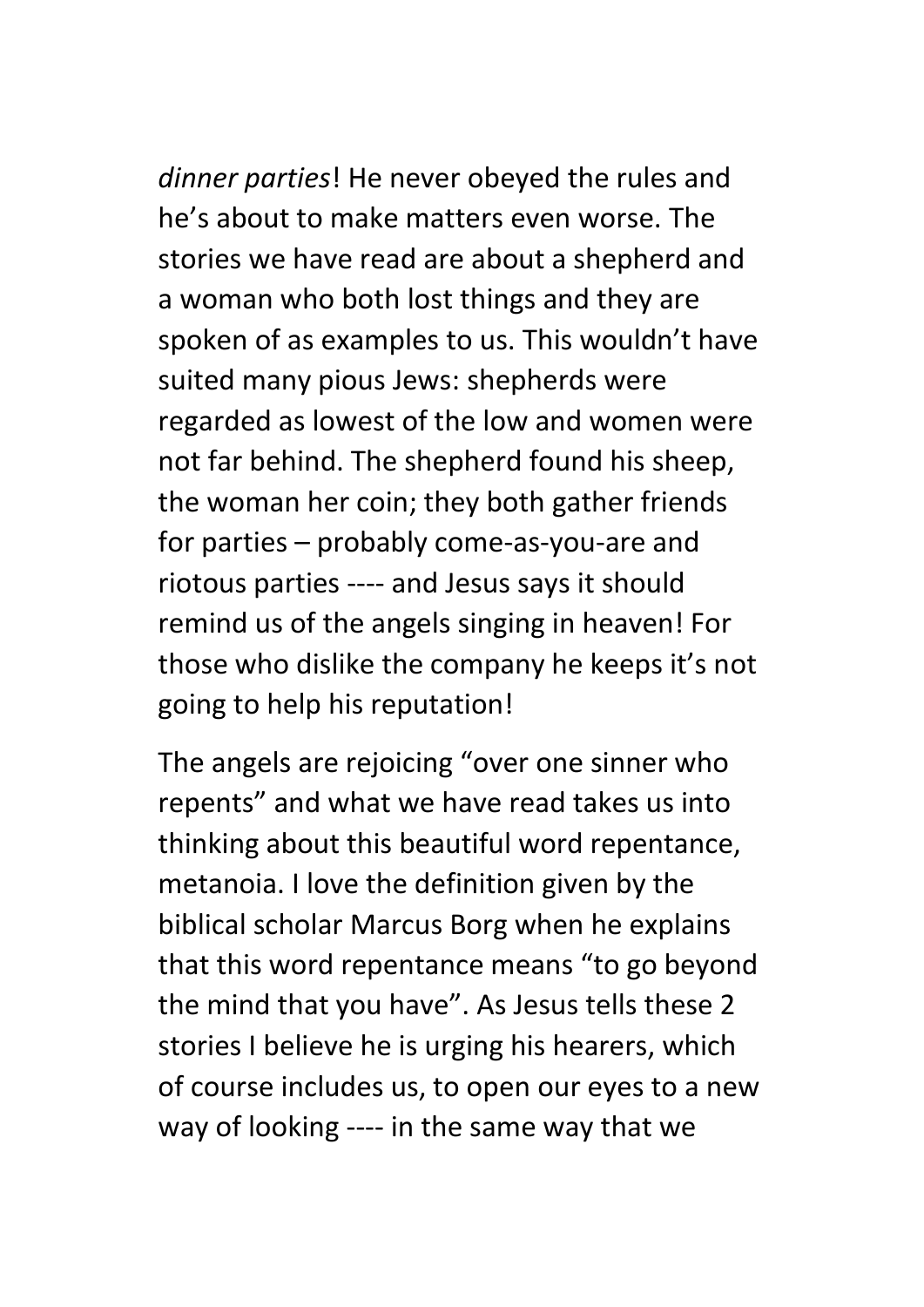*dinner parties*! He never obeyed the rules and he's about to make matters even worse. The stories we have read are about a shepherd and a woman who both lost things and they are spoken of as examples to us. This wouldn't have suited many pious Jews: shepherds were regarded as lowest of the low and women were not far behind. The shepherd found his sheep, the woman her coin; they both gather friends for parties – probably come-as-you-are and riotous parties ---- and Jesus says it should remind us of the angels singing in heaven! For those who dislike the company he keeps it's not going to help his reputation!

The angels are rejoicing "over one sinner who repents" and what we have read takes us into thinking about this beautiful word repentance, metanoia. I love the definition given by the biblical scholar Marcus Borg when he explains that this word repentance means "to go beyond the mind that you have". As Jesus tells these 2 stories I believe he is urging his hearers, which of course includes us, to open our eyes to a new way of looking ---- in the same way that we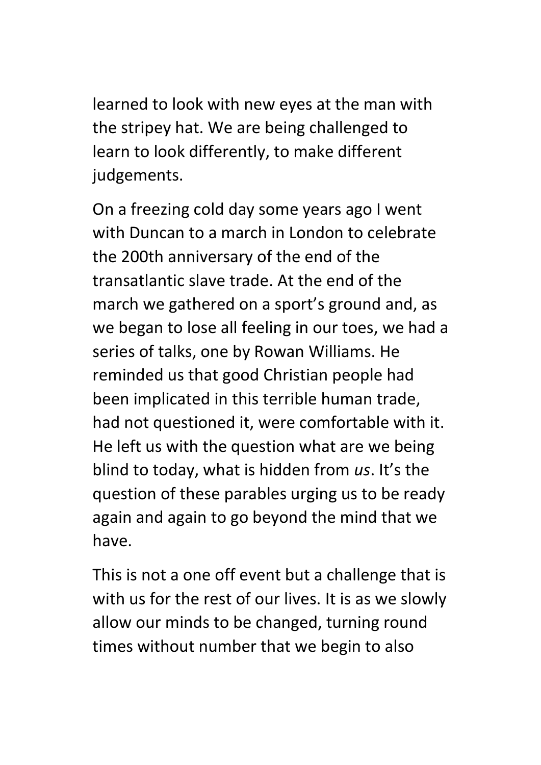learned to look with new eyes at the man with the stripey hat. We are being challenged to learn to look differently, to make different judgements.

On a freezing cold day some years ago I went with Duncan to a march in London to celebrate the 200th anniversary of the end of the transatlantic slave trade. At the end of the march we gathered on a sport's ground and, as we began to lose all feeling in our toes, we had a series of talks, one by Rowan Williams. He reminded us that good Christian people had been implicated in this terrible human trade, had not questioned it, were comfortable with it. He left us with the question what are we being blind to today, what is hidden from *us*. It's the question of these parables urging us to be ready again and again to go beyond the mind that we have.

This is not a one off event but a challenge that is with us for the rest of our lives. It is as we slowly allow our minds to be changed, turning round times without number that we begin to also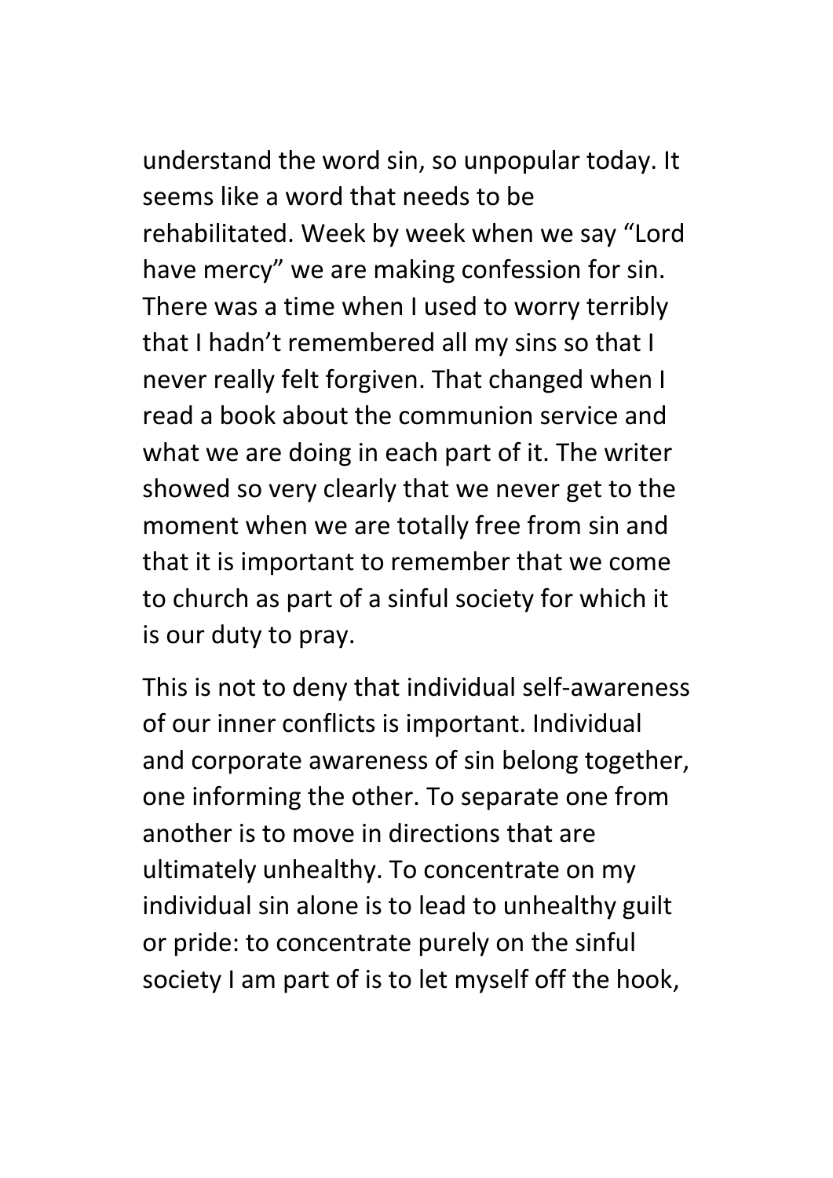understand the word sin, so unpopular today. It seems like a word that needs to be rehabilitated. Week by week when we say "Lord have mercy" we are making confession for sin. There was a time when I used to worry terribly that I hadn't remembered all my sins so that I never really felt forgiven. That changed when I read a book about the communion service and what we are doing in each part of it. The writer showed so very clearly that we never get to the moment when we are totally free from sin and that it is important to remember that we come to church as part of a sinful society for which it is our duty to pray.

This is not to deny that individual self-awareness of our inner conflicts is important. Individual and corporate awareness of sin belong together, one informing the other. To separate one from another is to move in directions that are ultimately unhealthy. To concentrate on my individual sin alone is to lead to unhealthy guilt or pride: to concentrate purely on the sinful society I am part of is to let myself off the hook,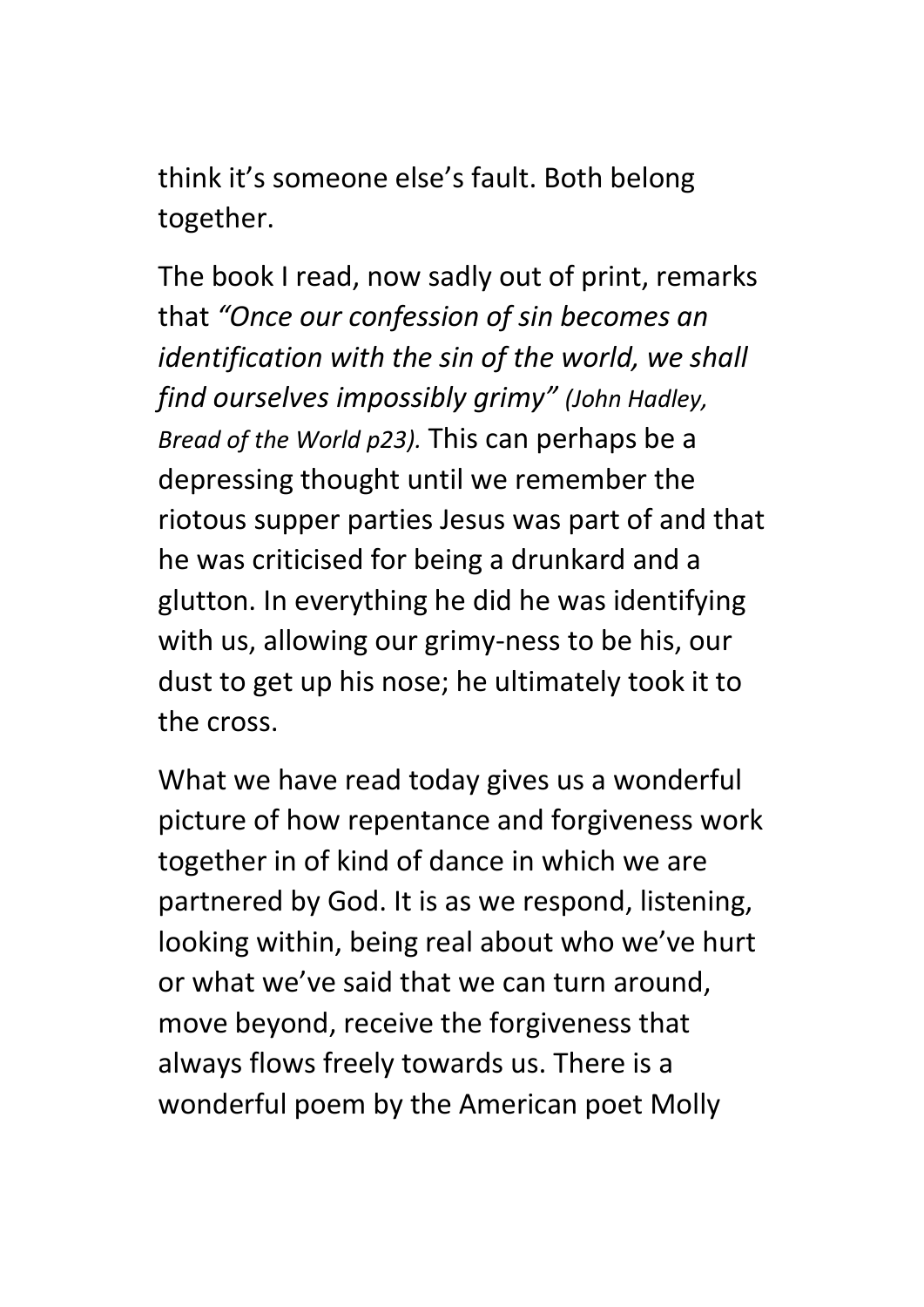think it's someone else's fault. Both belong together.

The book I read, now sadly out of print, remarks that *"Once our confession of sin becomes an identification with the sin of the world, we shall find ourselves impossibly grimy" (John Hadley, Bread of the World p23).* This can perhaps be a depressing thought until we remember the riotous supper parties Jesus was part of and that he was criticised for being a drunkard and a glutton. In everything he did he was identifying with us, allowing our grimy-ness to be his, our dust to get up his nose; he ultimately took it to the cross.

What we have read today gives us a wonderful picture of how repentance and forgiveness work together in of kind of dance in which we are partnered by God. It is as we respond, listening, looking within, being real about who we've hurt or what we've said that we can turn around, move beyond, receive the forgiveness that always flows freely towards us. There is a wonderful poem by the American poet Molly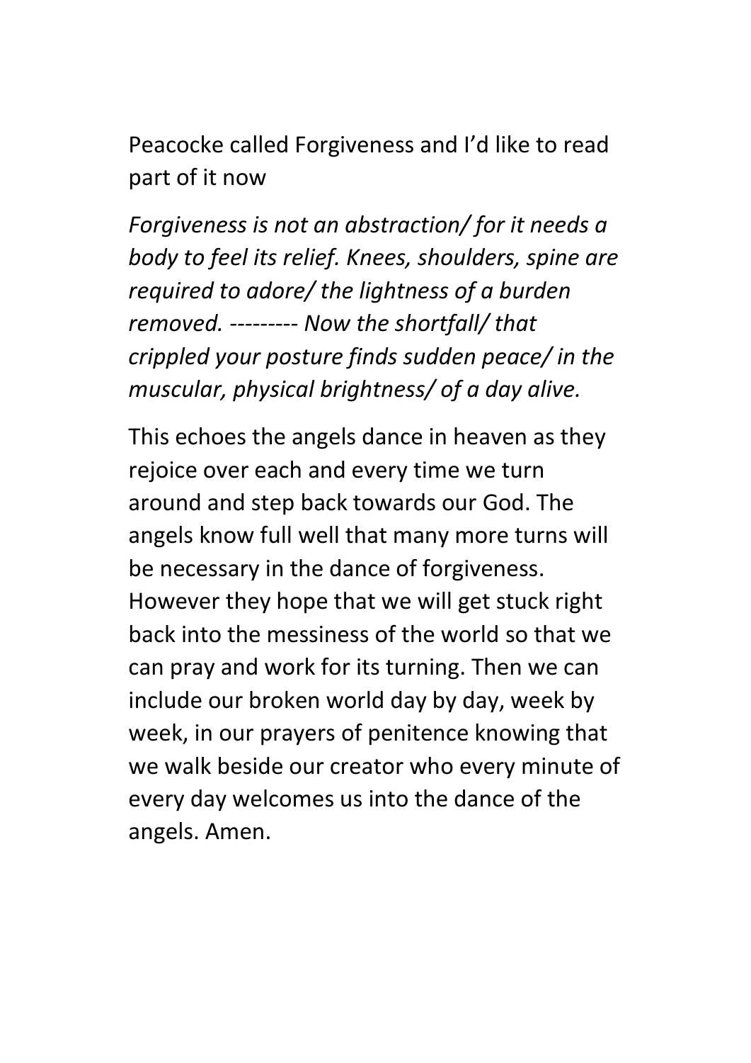Peacocke called Forgiveness and I'd like to read part of it now

*Forgiveness is not an abstraction/ for it needs a body to feel its relief. Knees, shoulders, spine are required to adore/ the lightness of a burden removed. --------- Now the shortfall/ that crippled your posture finds sudden peace/ in the muscular, physical brightness/ of a day alive.*

This echoes the angels dance in heaven as they rejoice over each and every time we turn around and step back towards our God. The angels know full well that many more turns will be necessary in the dance of forgiveness. However they hope that we will get stuck right back into the messiness of the world so that we can pray and work for its turning. Then we can include our broken world day by day, week by week, in our prayers of penitence knowing that we walk beside our creator who every minute of every day welcomes us into the dance of the angels. Amen.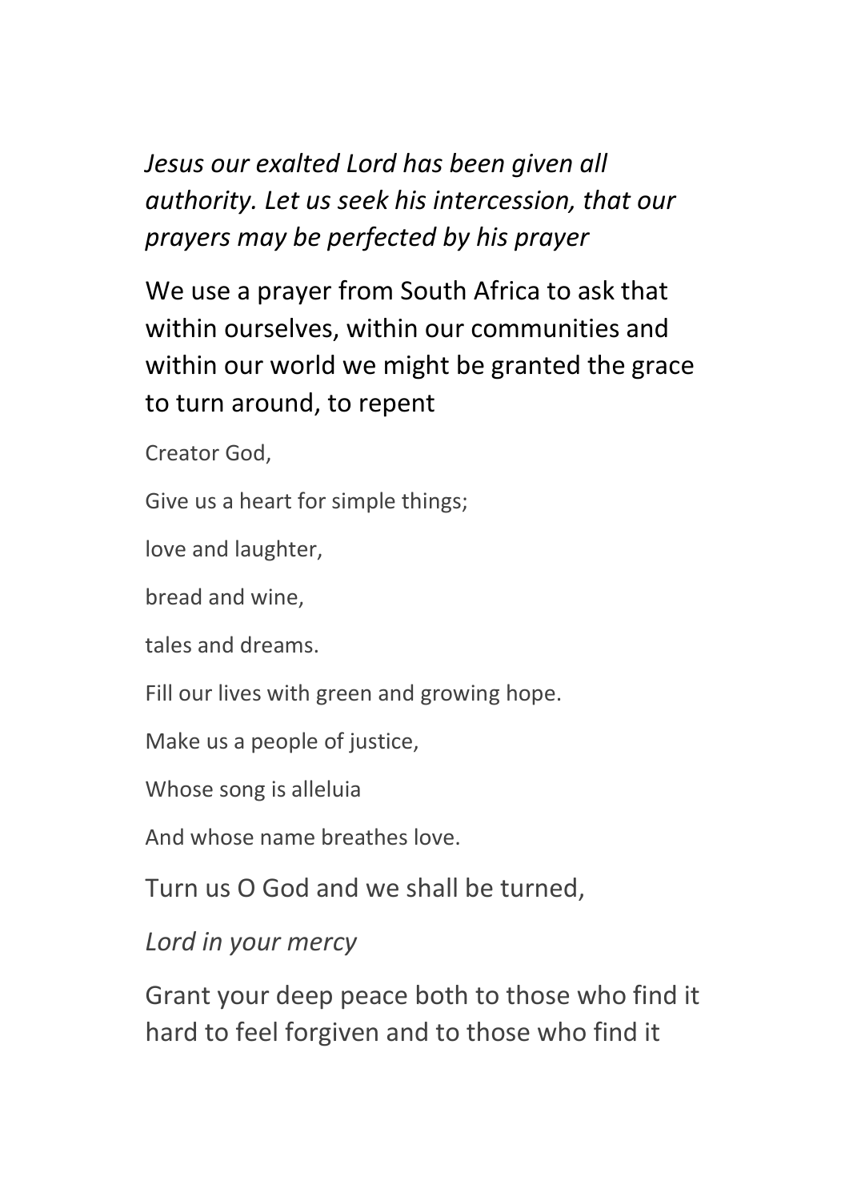*Jesus our exalted Lord has been given all authority. Let us seek his intercession, that our prayers may be perfected by his prayer*

We use a prayer from South Africa to ask that within ourselves, within our communities and within our world we might be granted the grace to turn around, to repent

Creator God,

Give us a heart for simple things;

love and laughter,

bread and wine,

tales and dreams.

Fill our lives with green and growing hope.

Make us a people of justice,

Whose song is alleluia

And whose name breathes love.

Turn us O God and we shall be turned,

*Lord in your mercy*

Grant your deep peace both to those who find it hard to feel forgiven and to those who find it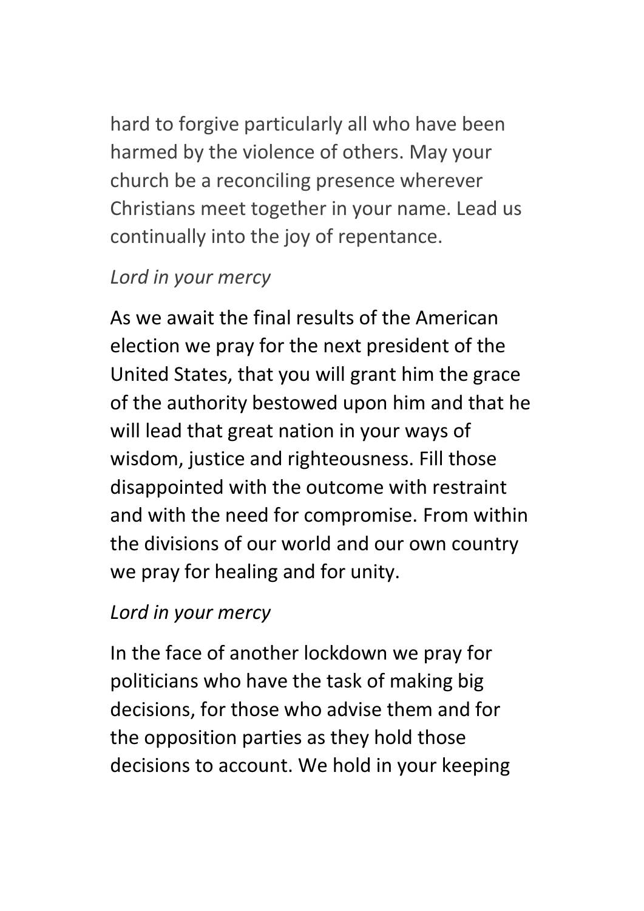hard to forgive particularly all who have been harmed by the violence of others. May your church be a reconciling presence wherever Christians meet together in your name. Lead us continually into the joy of repentance.

*Lord in your mercy*

As we await the final results of the American election we pray for the next president of the United States, that you will grant him the grace of the authority bestowed upon him and that he will lead that great nation in your ways of wisdom, justice and righteousness. Fill those disappointed with the outcome with restraint and with the need for compromise. From within the divisions of our world and our own country we pray for healing and for unity.

*Lord in your mercy*

In the face of another lockdown we pray for politicians who have the task of making big decisions, for those who advise them and for the opposition parties as they hold those decisions to account. We hold in your keeping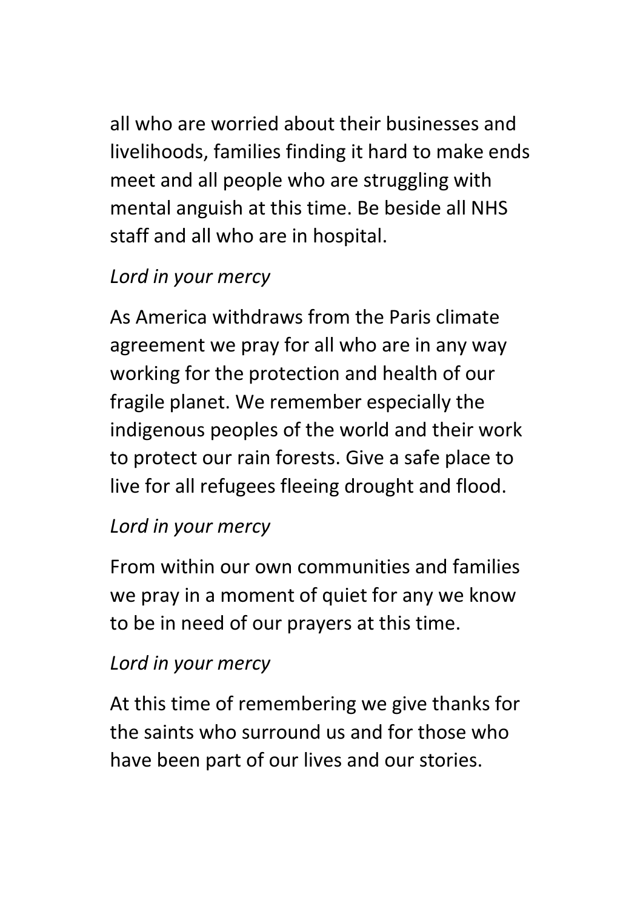all who are worried about their businesses and livelihoods, families finding it hard to make ends meet and all people who are struggling with mental anguish at this time. Be beside all NHS staff and all who are in hospital.

*Lord in your mercy*

As America withdraws from the Paris climate agreement we pray for all who are in any way working for the protection and health of our fragile planet. We remember especially the indigenous peoples of the world and their work to protect our rain forests. Give a safe place to live for all refugees fleeing drought and flood.

*Lord in your mercy*

From within our own communities and families we pray in a moment of quiet for any we know to be in need of our prayers at this time.

*Lord in your mercy*

At this time of remembering we give thanks for the saints who surround us and for those who have been part of our lives and our stories.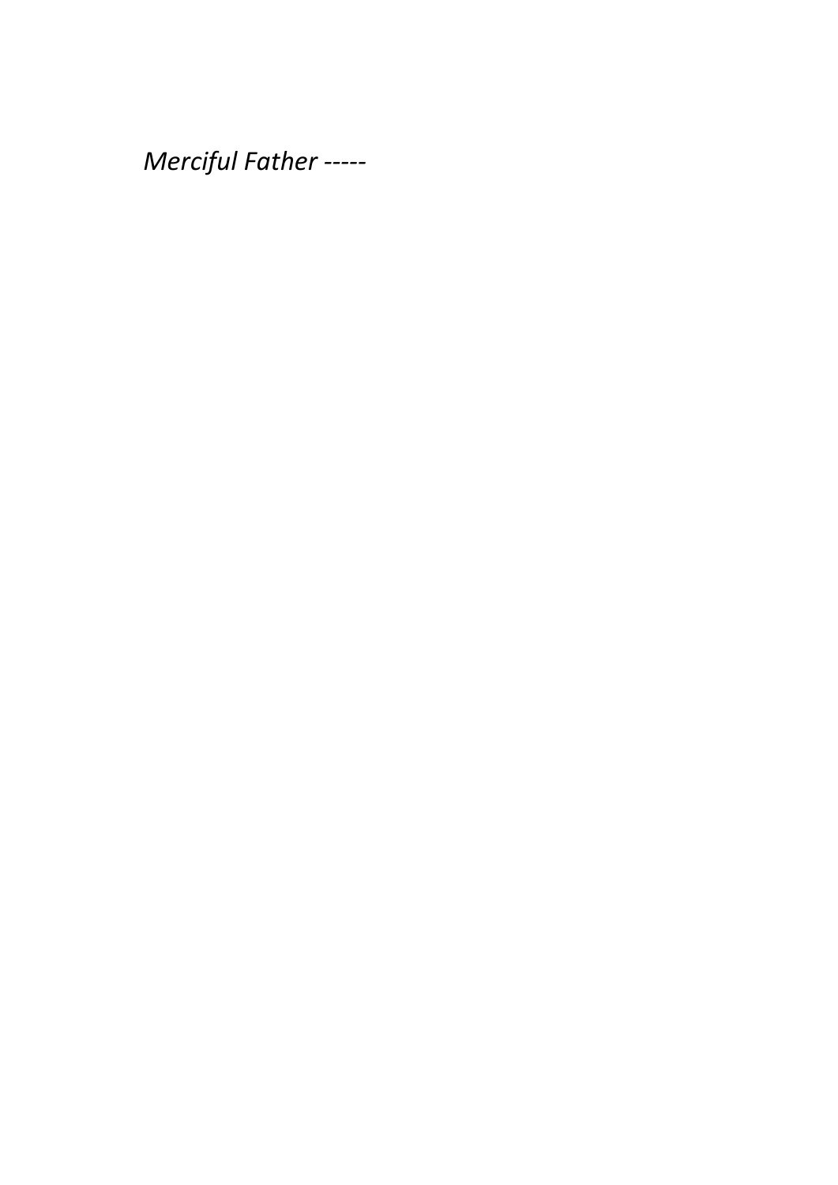*Merciful Father -----*